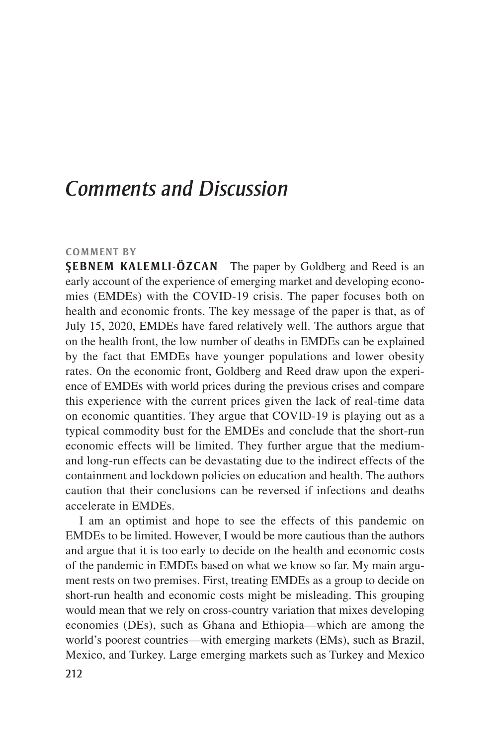# *Comments and Discussion*

**COMMENT BY**

**ŞEBNEM KALEMLI-ÖZCAN** The paper by Goldberg and Reed is an early account of the experience of emerging market and developing economies (EMDEs) with the COVID-19 crisis. The paper focuses both on health and economic fronts. The key message of the paper is that, as of July 15, 2020, EMDEs have fared relatively well. The authors argue that on the health front, the low number of deaths in EMDEs can be explained by the fact that EMDEs have younger populations and lower obesity rates. On the economic front, Goldberg and Reed draw upon the experience of EMDEs with world prices during the previous crises and compare this experience with the current prices given the lack of real-time data on economic quantities. They argue that COVID-19 is playing out as a typical commodity bust for the EMDEs and conclude that the short-run economic effects will be limited. They further argue that the medium- and long-run effects can be devastating due to the indirect effects of the containment and lockdown policies on education and health. The authors caution that their conclusions can be reversed if infections and deaths accelerate in EMDEs.

I am an optimist and hope to see the effects of this pandemic on EMDEs to be limited. However, I would be more cautious than the authors and argue that it is too early to decide on the health and economic costs of the pandemic in EMDEs based on what we know so far. My main argument rests on two premises. First, treating EMDEs as a group to decide on short-run health and economic costs might be misleading. This grouping would mean that we rely on cross-country variation that mixes developing economies (DEs), such as Ghana and Ethiopia—which are among the world's poorest countries—with emerging markets (EMs), such as Brazil, Mexico, and Turkey. Large emerging markets such as Turkey and Mexico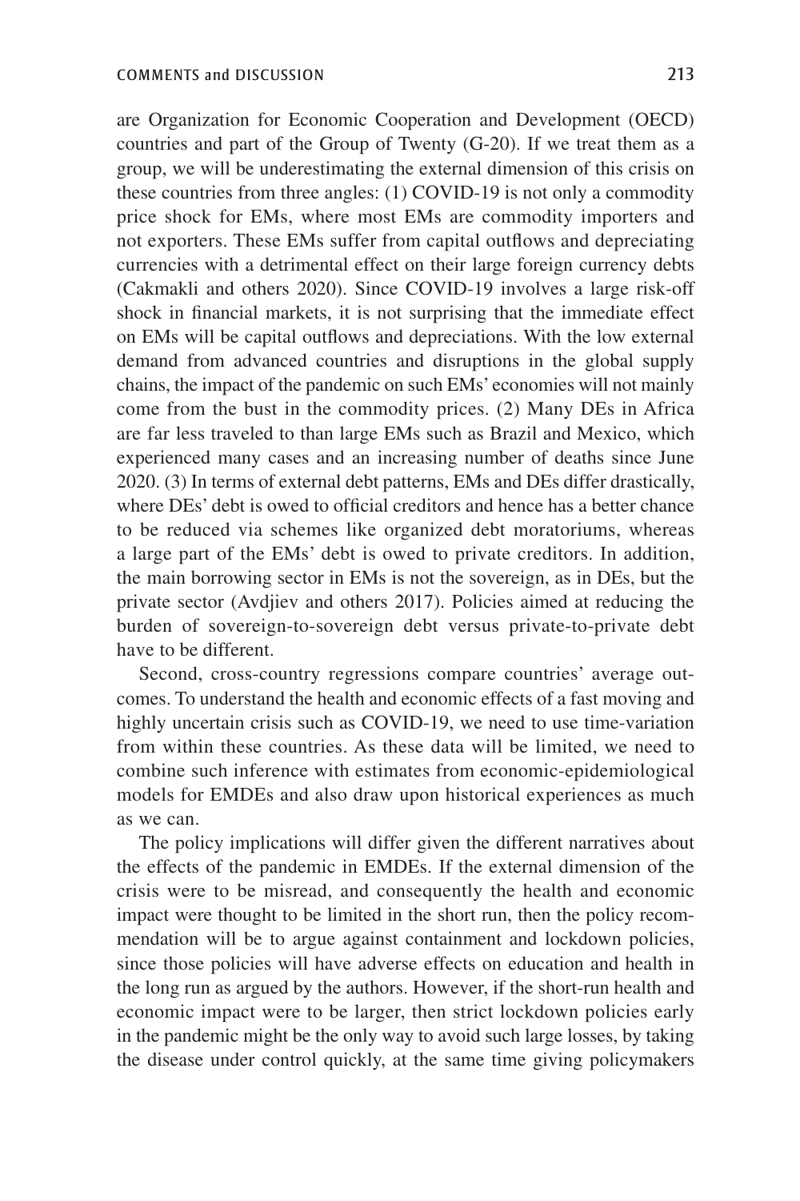are Organization for Economic Cooperation and Development (OECD) countries and part of the Group of Twenty (G-20). If we treat them as a group, we will be underestimating the external dimension of this crisis on these countries from three angles: (1) COVID-19 is not only a commodity price shock for EMs, where most EMs are commodity importers and not exporters. These EMs suffer from capital outflows and depreciating currencies with a detrimental effect on their large foreign currency debts (Cakmakli and others 2020). Since COVID-19 involves a large risk-off shock in financial markets, it is not surprising that the immediate effect on EMs will be capital outflows and depreciations. With the low external demand from advanced countries and disruptions in the global supply chains, the impact of the pandemic on such EMs' economies will not mainly come from the bust in the commodity prices. (2) Many DEs in Africa are far less traveled to than large EMs such as Brazil and Mexico, which experienced many cases and an increasing number of deaths since June 2020. (3) In terms of external debt patterns, EMs and DEs differ drastically, where DEs' debt is owed to official creditors and hence has a better chance to be reduced via schemes like organized debt moratoriums, whereas a large part of the EMs' debt is owed to private creditors. In addition, the main borrowing sector in EMs is not the sovereign, as in DEs, but the private sector (Avdjiev and others 2017). Policies aimed at reducing the burden of sovereign-to-sovereign debt versus private-to-private debt have to be different.

Second, cross-country regressions compare countries' average outcomes. To understand the health and economic effects of a fast moving and highly uncertain crisis such as COVID-19, we need to use time-variation from within these countries. As these data will be limited, we need to combine such inference with estimates from economic-epidemiological models for EMDEs and also draw upon historical experiences as much as we can.

The policy implications will differ given the different narratives about the effects of the pandemic in EMDEs. If the external dimension of the crisis were to be misread, and consequently the health and economic impact were thought to be limited in the short run, then the policy recommendation will be to argue against containment and lockdown policies, since those policies will have adverse effects on education and health in the long run as argued by the authors. However, if the short-run health and economic impact were to be larger, then strict lockdown policies early in the pandemic might be the only way to avoid such large losses, by taking the disease under control quickly, at the same time giving policymakers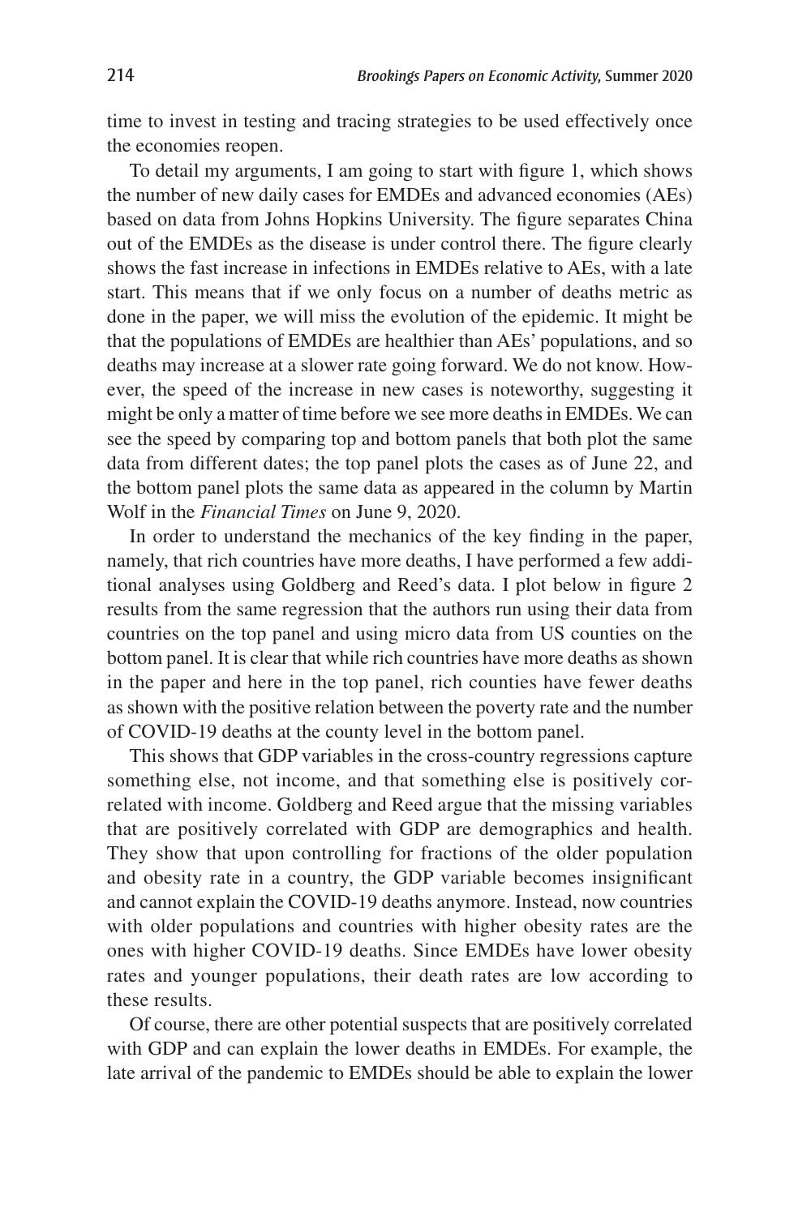time to invest in testing and tracing strategies to be used effectively once the economies reopen.

To detail my arguments, I am going to start with figure 1, which shows the number of new daily cases for EMDEs and advanced economies (AEs) based on data from Johns Hopkins University. The figure separates China out of the EMDEs as the disease is under control there. The figure clearly shows the fast increase in infections in EMDEs relative to AEs, with a late start. This means that if we only focus on a number of deaths metric as done in the paper, we will miss the evolution of the epidemic. It might be that the populations of EMDEs are healthier than AEs' populations, and so deaths may increase at a slower rate going forward. We do not know. However, the speed of the increase in new cases is noteworthy, suggesting it might be only a matter of time before we see more deaths in EMDEs. We can see the speed by comparing top and bottom panels that both plot the same data from different dates; the top panel plots the cases as of June 22, and the bottom panel plots the same data as appeared in the column by Martin Wolf in the *Financial Times* on June 9, 2020.

In order to understand the mechanics of the key finding in the paper, namely, that rich countries have more deaths, I have performed a few additional analyses using Goldberg and Reed's data. I plot below in figure 2 results from the same regression that the authors run using their data from countries on the top panel and using micro data from US counties on the bottom panel. It is clear that while rich countries have more deaths as shown in the paper and here in the top panel, rich counties have fewer deaths as shown with the positive relation between the poverty rate and the number of COVID-19 deaths at the county level in the bottom panel.

This shows that GDP variables in the cross-country regressions capture something else, not income, and that something else is positively correlated with income. Goldberg and Reed argue that the missing variables that are positively correlated with GDP are demographics and health. They show that upon controlling for fractions of the older population and obesity rate in a country, the GDP variable becomes insignificant and cannot explain the COVID-19 deaths anymore. Instead, now countries with older populations and countries with higher obesity rates are the ones with higher COVID-19 deaths. Since EMDEs have lower obesity rates and younger populations, their death rates are low according to these results.

Of course, there are other potential suspects that are positively correlated with GDP and can explain the lower deaths in EMDEs. For example, the late arrival of the pandemic to EMDEs should be able to explain the lower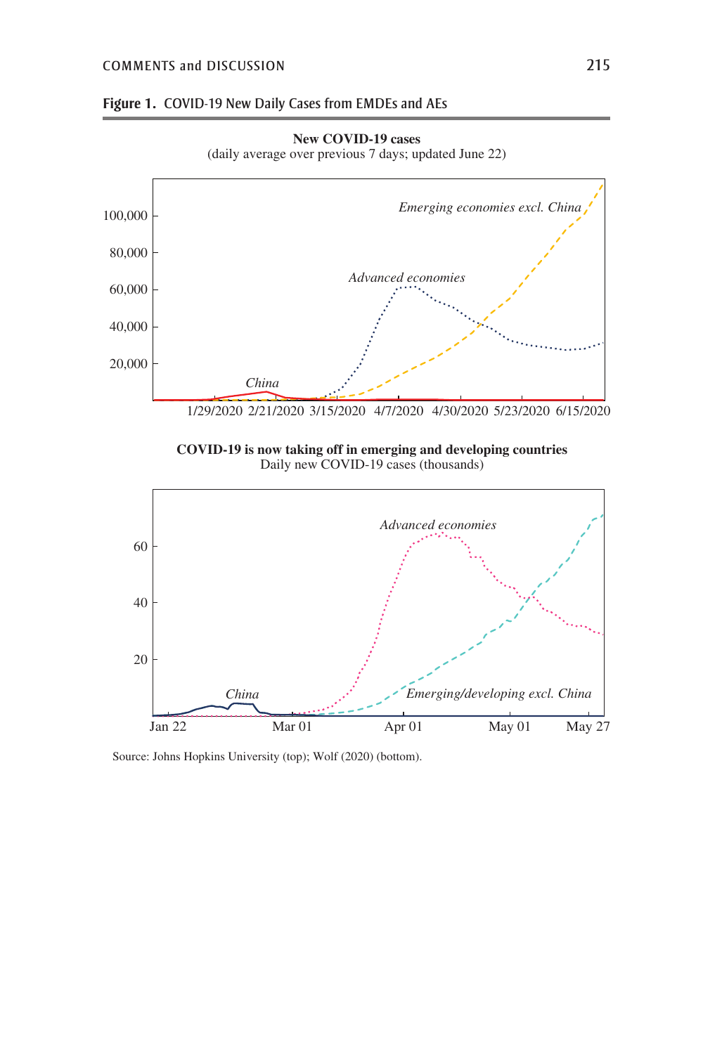**Figure 1.** COVID-19 New Daily Cases from EMDEs and AEs

**New COVID-19 cases**
(daily average over previous 7 days; updated June 22)

**COVID-19 is now taking off in emerging and developing countries**
Daily new COVID-19 cases (thousands)

Source: Johns Hopkins University (top); Wolf (2020) (bottom).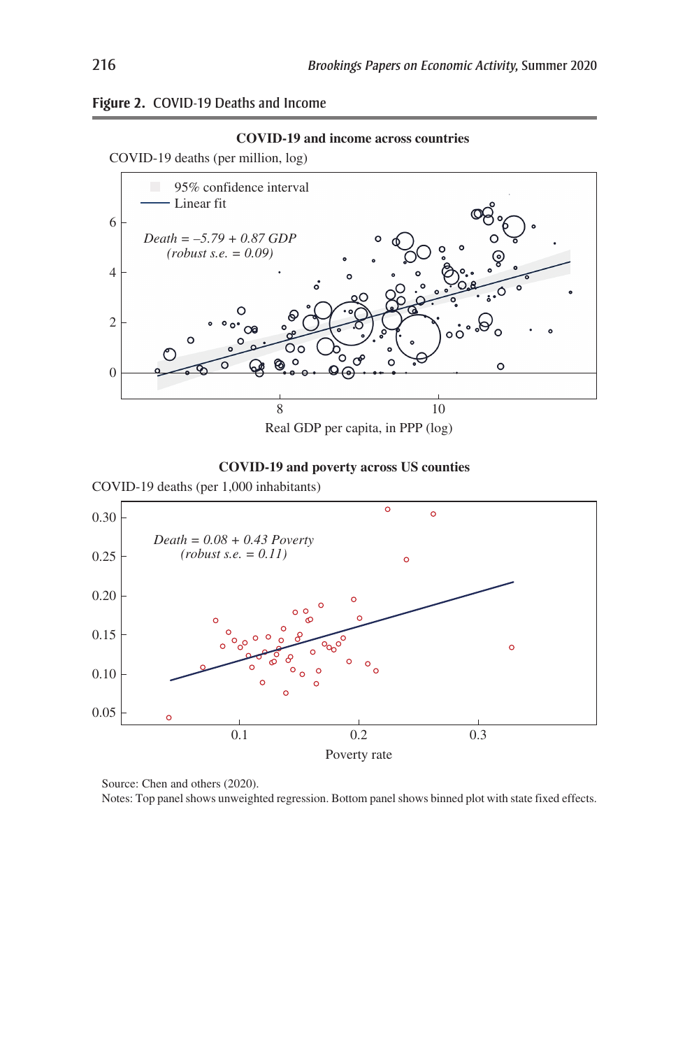**Figure 2.** COVID-19 Deaths and Income

**COVID-19 and income across countries**

COVID-19 deaths (per million, log)

95% confidence interval

Linear fit

*Death = –5.79 + 0.87 GDP*
*(robust s.e. = 0.09)*

Real GDP per capita, in PPP (log)

**COVID-19 and poverty across US counties**

COVID-19 deaths (per 1,000 inhabitants)

*Death = 0.08 + 0.43 Poverty*
*(robust s.e. = 0.11)*

Poverty rate

Source: Chen and others (2020).
Notes: Top panel shows unweighted regression. Bottom panel shows binned plot with state fixed effects.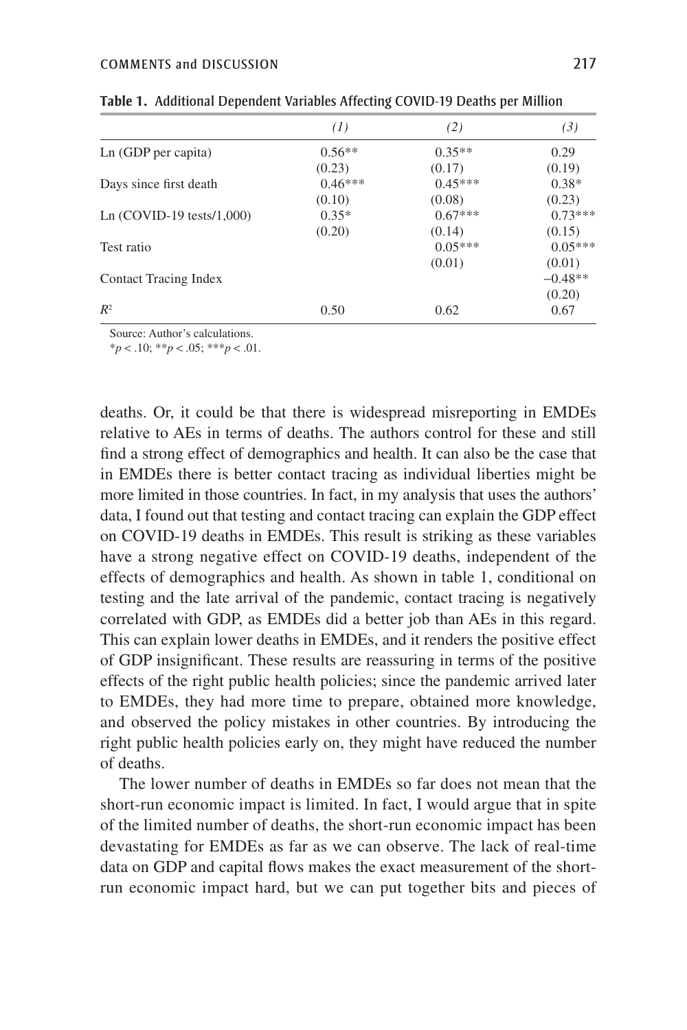**Table 1. Additional Dependent Variables Affecting COVID-19 Deaths per Million**

| | *(1)* | *(2)* | *(3)* |
|---|---|---|---|
| Ln (GDP per capita) | 0.56** | 0.35** | 0.29 |
| | (0.23) | (0.17) | (0.19) |
| Days since first death | 0.46*** | 0.45*** | 0.38* |
| | (0.10) | (0.08) | (0.23) |
| Ln (COVID-19 tests/1,000) | 0.35* | 0.67*** | 0.73*** |
| | (0.20) | (0.14) | (0.15) |
| Test ratio | | 0.05*** | 0.05*** |
| | | (0.01) | (0.01) |
| Contact Tracing Index | | | −0.48** |
| | | | (0.20) |
| $R^2$ | 0.50 | 0.62 | 0.67 |

Source: Author's calculations.

*$p < .10$; **$p < .05$; ***$p < .01$.

deaths. Or, it could be that there is widespread misreporting in EMDEs relative to AEs in terms of deaths. The authors control for these and still find a strong effect of demographics and health. It can also be the case that in EMDEs there is better contact tracing as individual liberties might be more limited in those countries. In fact, in my analysis that uses the authors' data, I found out that testing and contact tracing can explain the GDP effect on COVID-19 deaths in EMDEs. This result is striking as these variables have a strong negative effect on COVID-19 deaths, independent of the effects of demographics and health. As shown in table 1, conditional on testing and the late arrival of the pandemic, contact tracing is negatively correlated with GDP, as EMDEs did a better job than AEs in this regard. This can explain lower deaths in EMDEs, and it renders the positive effect of GDP insignificant. These results are reassuring in terms of the positive effects of the right public health policies; since the pandemic arrived later to EMDEs, they had more time to prepare, obtained more knowledge, and observed the policy mistakes in other countries. By introducing the right public health policies early on, they might have reduced the number of deaths.

The lower number of deaths in EMDEs so far does not mean that the short-run economic impact is limited. In fact, I would argue that in spite of the limited number of deaths, the short-run economic impact has been devastating for EMDEs as far as we can observe. The lack of real-time data on GDP and capital flows makes the exact measurement of the short-run economic impact hard, but we can put together bits and pieces of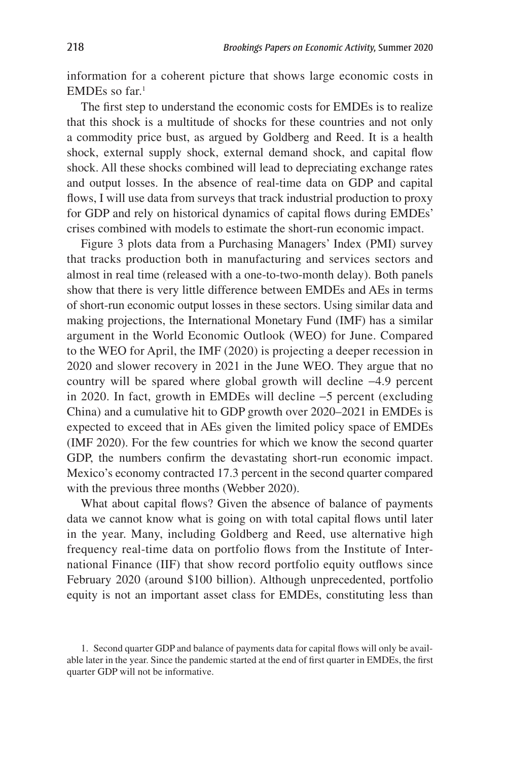information for a coherent picture that shows large economic costs in EMDEs so far.[1]

The first step to understand the economic costs for EMDEs is to realize that this shock is a multitude of shocks for these countries and not only a commodity price bust, as argued by Goldberg and Reed. It is a health shock, external supply shock, external demand shock, and capital flow shock. All these shocks combined will lead to depreciating exchange rates and output losses. In the absence of real-time data on GDP and capital flows, I will use data from surveys that track industrial production to proxy for GDP and rely on historical dynamics of capital flows during EMDEs' crises combined with models to estimate the short-run economic impact.

Figure 3 plots data from a Purchasing Managers' Index (PMI) survey that tracks production both in manufacturing and services sectors and almost in real time (released with a one-to-two-month delay). Both panels show that there is very little difference between EMDEs and AEs in terms of short-run economic output losses in these sectors. Using similar data and making projections, the International Monetary Fund (IMF) has a similar argument in the World Economic Outlook (WEO) for June. Compared to the WEO for April, the IMF (2020) is projecting a deeper recession in 2020 and slower recovery in 2021 in the June WEO. They argue that no country will be spared where global growth will decline −4.9 percent in 2020. In fact, growth in EMDEs will decline −5 percent (excluding China) and a cumulative hit to GDP growth over 2020–2021 in EMDEs is expected to exceed that in AEs given the limited policy space of EMDEs (IMF 2020). For the few countries for which we know the second quarter GDP, the numbers confirm the devastating short-run economic impact. Mexico's economy contracted 17.3 percent in the second quarter compared with the previous three months (Webber 2020).

What about capital flows? Given the absence of balance of payments data we cannot know what is going on with total capital flows until later in the year. Many, including Goldberg and Reed, use alternative high frequency real-time data on portfolio flows from the Institute of International Finance (IIF) that show record portfolio equity outflows since February 2020 (around \$100 billion). Although unprecedented, portfolio equity is not an important asset class for EMDEs, constituting less than

1. Second quarter GDP and balance of payments data for capital flows will only be available later in the year. Since the pandemic started at the end of first quarter in EMDEs, the first quarter GDP will not be informative.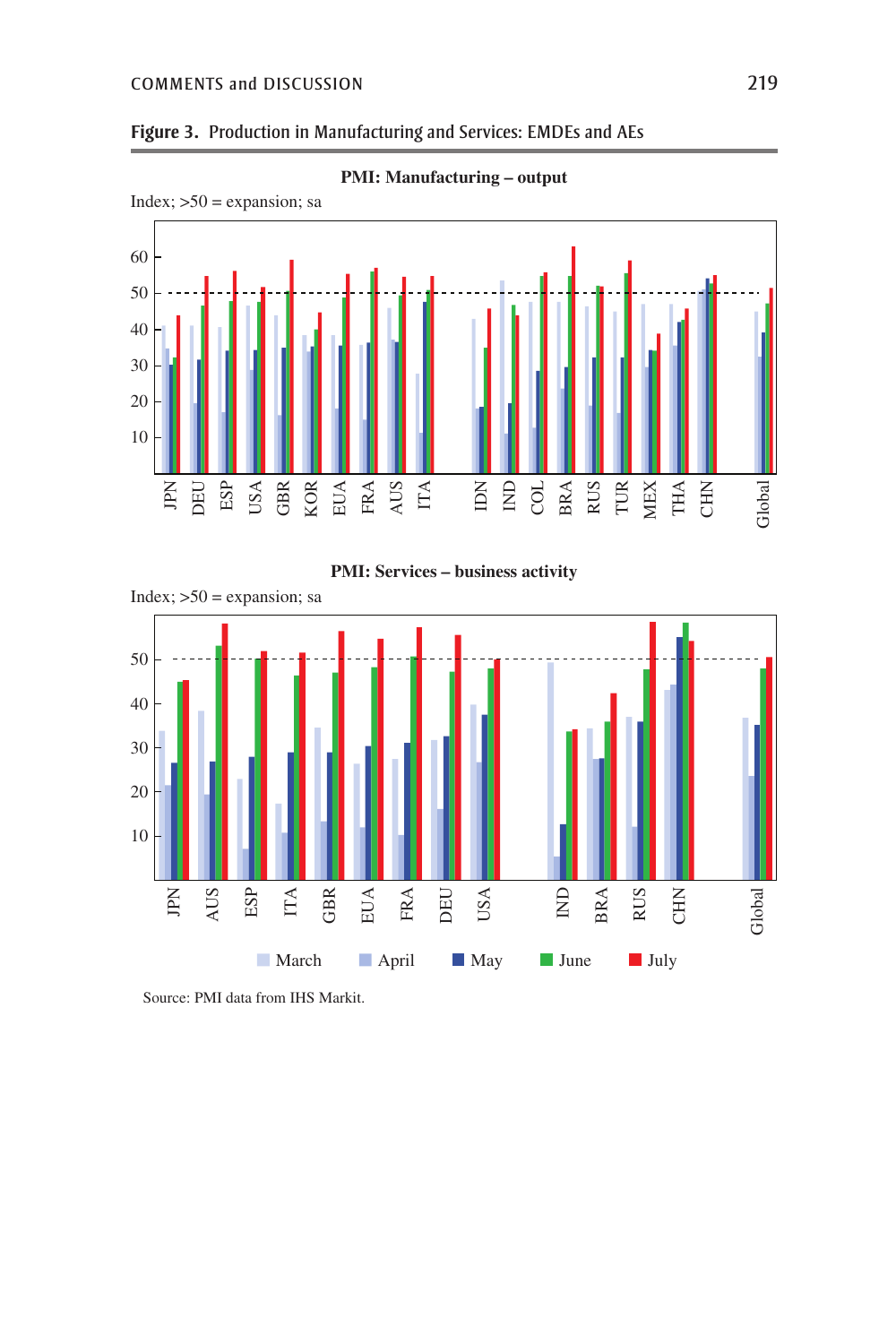**Figure 3.** Production in Manufacturing and Services: EMDEs and AEs

**PMI: Manufacturing – output**

Index; >50 = expansion; sa

**PMI: Services – business activity**

Index; >50 = expansion; sa

Source: PMI data from IHS Markit.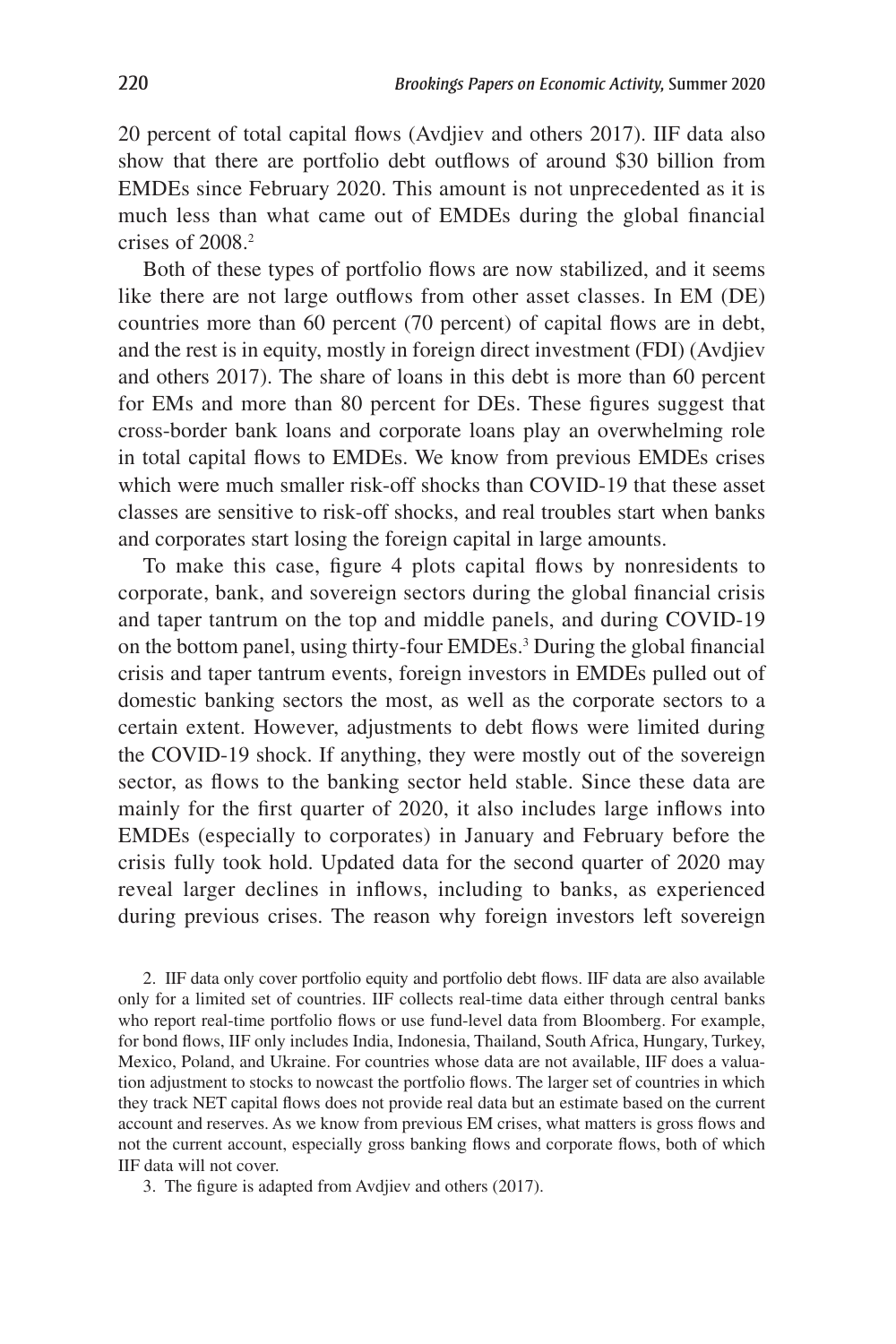20 percent of total capital flows (Avdjiev and others 2017). IIF data also show that there are portfolio debt outflows of around \$30 billion from EMDEs since February 2020. This amount is not unprecedented as it is much less than what came out of EMDEs during the global financial crises of 2008.[2]

Both of these types of portfolio flows are now stabilized, and it seems like there are not large outflows from other asset classes. In EM (DE) countries more than 60 percent (70 percent) of capital flows are in debt, and the rest is in equity, mostly in foreign direct investment (FDI) (Avdjiev and others 2017). The share of loans in this debt is more than 60 percent for EMs and more than 80 percent for DEs. These figures suggest that cross-border bank loans and corporate loans play an overwhelming role in total capital flows to EMDEs. We know from previous EMDEs crises which were much smaller risk-off shocks than COVID-19 that these asset classes are sensitive to risk-off shocks, and real troubles start when banks and corporates start losing the foreign capital in large amounts.

To make this case, figure 4 plots capital flows by nonresidents to corporate, bank, and sovereign sectors during the global financial crisis and taper tantrum on the top and middle panels, and during COVID-19 on the bottom panel, using thirty-four EMDEs.[3] During the global financial crisis and taper tantrum events, foreign investors in EMDEs pulled out of domestic banking sectors the most, as well as the corporate sectors to a certain extent. However, adjustments to debt flows were limited during the COVID-19 shock. If anything, they were mostly out of the sovereign sector, as flows to the banking sector held stable. Since these data are mainly for the first quarter of 2020, it also includes large inflows into EMDEs (especially to corporates) in January and February before the crisis fully took hold. Updated data for the second quarter of 2020 may reveal larger declines in inflows, including to banks, as experienced during previous crises. The reason why foreign investors left sovereign

2. IIF data only cover portfolio equity and portfolio debt flows. IIF data are also available only for a limited set of countries. IIF collects real-time data either through central banks who report real-time portfolio flows or use fund-level data from Bloomberg. For example, for bond flows, IIF only includes India, Indonesia, Thailand, South Africa, Hungary, Turkey, Mexico, Poland, and Ukraine. For countries whose data are not available, IIF does a valuation adjustment to stocks to nowcast the portfolio flows. The larger set of countries in which they track NET capital flows does not provide real data but an estimate based on the current account and reserves. As we know from previous EM crises, what matters is gross flows and not the current account, especially gross banking flows and corporate flows, both of which IIF data will not cover.

3. The figure is adapted from Avdjiev and others (2017).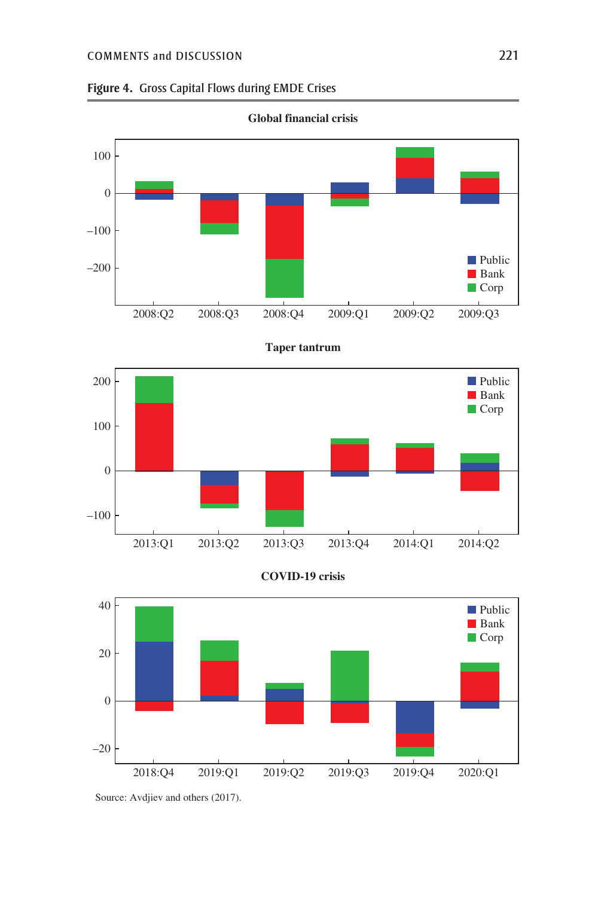**Figure 4.** Gross Capital Flows during EMDE Crises

Source: Avdjiev and others (2017).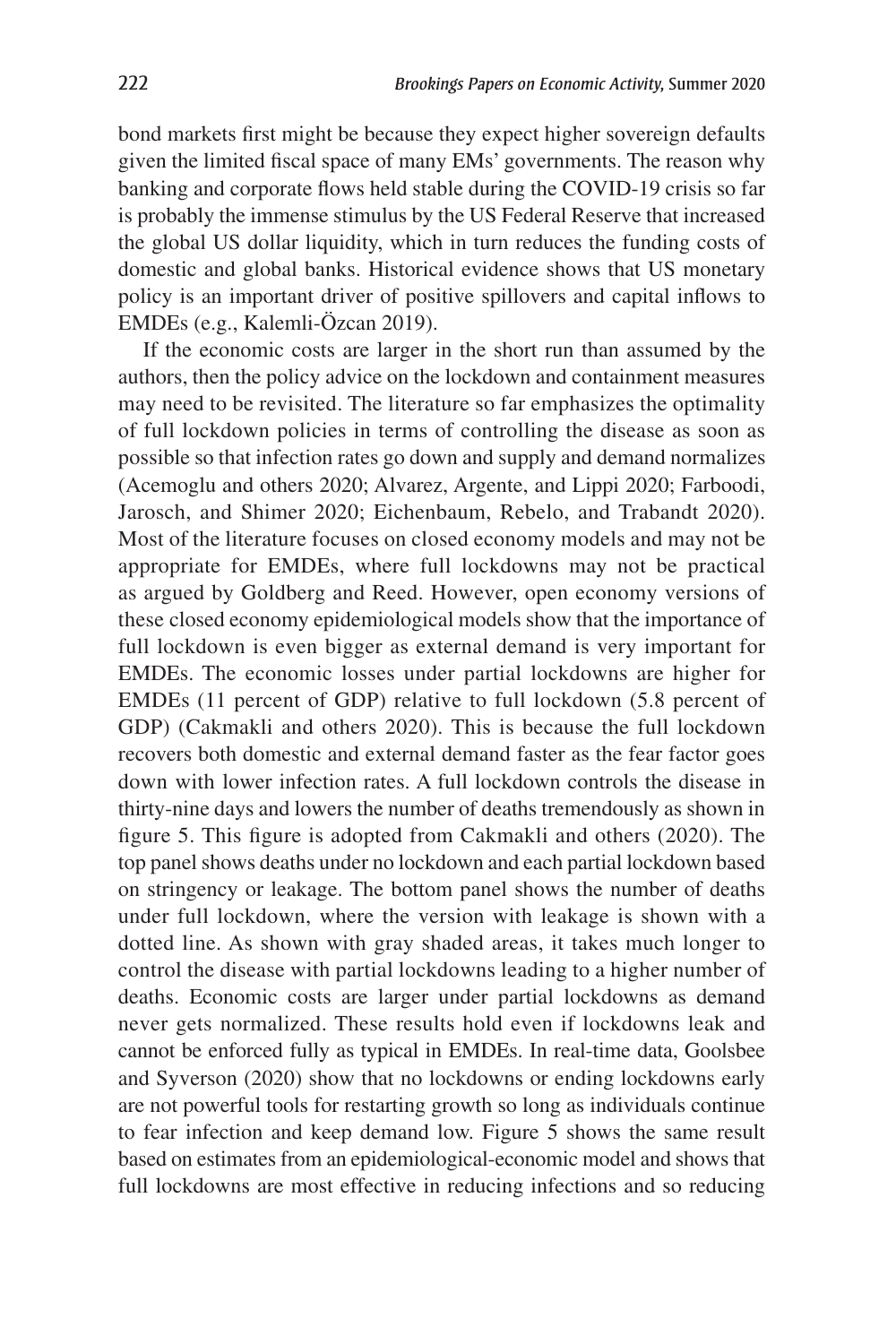bond markets first might be because they expect higher sovereign defaults given the limited fiscal space of many EMs' governments. The reason why banking and corporate flows held stable during the COVID-19 crisis so far is probably the immense stimulus by the US Federal Reserve that increased the global US dollar liquidity, which in turn reduces the funding costs of domestic and global banks. Historical evidence shows that US monetary policy is an important driver of positive spillovers and capital inflows to EMDEs (e.g., Kalemli-Özcan 2019).

If the economic costs are larger in the short run than assumed by the authors, then the policy advice on the lockdown and containment measures may need to be revisited. The literature so far emphasizes the optimality of full lockdown policies in terms of controlling the disease as soon as possible so that infection rates go down and supply and demand normalizes (Acemoglu and others 2020; Alvarez, Argente, and Lippi 2020; Farboodi, Jarosch, and Shimer 2020; Eichenbaum, Rebelo, and Trabandt 2020). Most of the literature focuses on closed economy models and may not be appropriate for EMDEs, where full lockdowns may not be practical as argued by Goldberg and Reed. However, open economy versions of these closed economy epidemiological models show that the importance of full lockdown is even bigger as external demand is very important for EMDEs. The economic losses under partial lockdowns are higher for EMDEs (11 percent of GDP) relative to full lockdown (5.8 percent of GDP) (Cakmakli and others 2020). This is because the full lockdown recovers both domestic and external demand faster as the fear factor goes down with lower infection rates. A full lockdown controls the disease in thirty-nine days and lowers the number of deaths tremendously as shown in figure 5. This figure is adopted from Cakmakli and others (2020). The top panel shows deaths under no lockdown and each partial lockdown based on stringency or leakage. The bottom panel shows the number of deaths under full lockdown, where the version with leakage is shown with a dotted line. As shown with gray shaded areas, it takes much longer to control the disease with partial lockdowns leading to a higher number of deaths. Economic costs are larger under partial lockdowns as demand never gets normalized. These results hold even if lockdowns leak and cannot be enforced fully as typical in EMDEs. In real-time data, Goolsbee and Syverson (2020) show that no lockdowns or ending lockdowns early are not powerful tools for restarting growth so long as individuals continue to fear infection and keep demand low. Figure 5 shows the same result based on estimates from an epidemiological-economic model and shows that full lockdowns are most effective in reducing infections and so reducing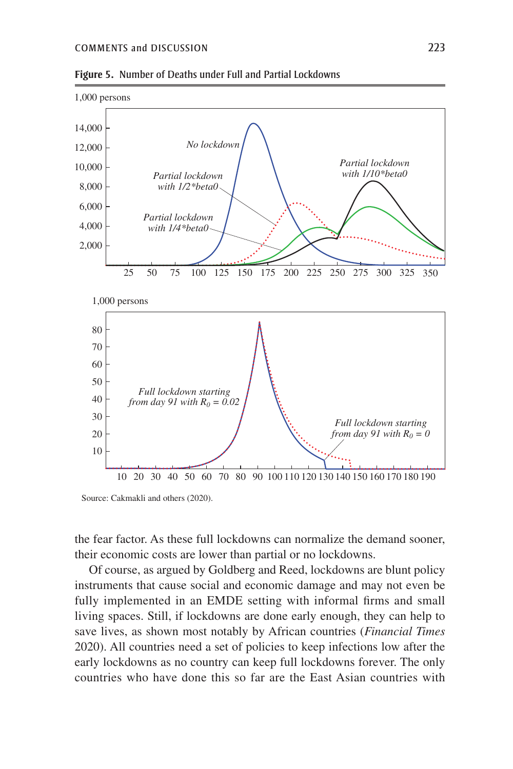**Figure 5.** Number of Deaths under Full and Partial Lockdowns

Source: Cakmakli and others (2020).

the fear factor. As these full lockdowns can normalize the demand sooner, their economic costs are lower than partial or no lockdowns.

Of course, as argued by Goldberg and Reed, lockdowns are blunt policy instruments that cause social and economic damage and may not even be fully implemented in an EMDE setting with informal firms and small living spaces. Still, if lockdowns are done early enough, they can help to save lives, as shown most notably by African countries (*Financial Times* 2020). All countries need a set of policies to keep infections low after the early lockdowns as no country can keep full lockdowns forever. The only countries who have done this so far are the East Asian countries with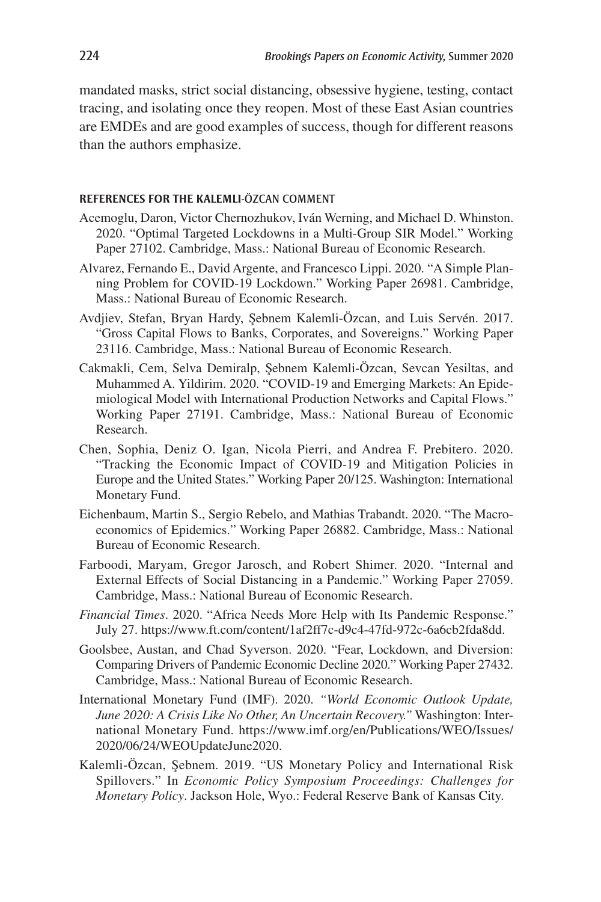mandated masks, strict social distancing, obsessive hygiene, testing, contact tracing, and isolating once they reopen. Most of these East Asian countries are EMDEs and are good examples of success, though for different reasons than the authors emphasize.

### REFERENCES FOR THE KALEMLI-ÖZCAN COMMENT

Acemoglu, Daron, Victor Chernozhukov, Iván Werning, and Michael D. Whinston. 2020. "Optimal Targeted Lockdowns in a Multi-Group SIR Model." Working Paper 27102. Cambridge, Mass.: National Bureau of Economic Research.

Alvarez, Fernando E., David Argente, and Francesco Lippi. 2020. "A Simple Planning Problem for COVID-19 Lockdown." Working Paper 26981. Cambridge, Mass.: National Bureau of Economic Research.

Avdjiev, Stefan, Bryan Hardy, Şebnem Kalemli-Özcan, and Luis Servén. 2017. "Gross Capital Flows to Banks, Corporates, and Sovereigns." Working Paper 23116. Cambridge, Mass.: National Bureau of Economic Research.

Cakmakli, Cem, Selva Demiralp, Şebnem Kalemli-Özcan, Sevcan Yesiltas, and Muhammed A. Yildirim. 2020. "COVID-19 and Emerging Markets: An Epidemiological Model with International Production Networks and Capital Flows." Working Paper 27191. Cambridge, Mass.: National Bureau of Economic Research.

Chen, Sophia, Deniz O. Igan, Nicola Pierri, and Andrea F. Prebitero. 2020. "Tracking the Economic Impact of COVID-19 and Mitigation Policies in Europe and the United States." Working Paper 20/125. Washington: International Monetary Fund.

Eichenbaum, Martin S., Sergio Rebelo, and Mathias Trabandt. 2020. "The Macroeconomics of Epidemics." Working Paper 26882. Cambridge, Mass.: National Bureau of Economic Research.

Farboodi, Maryam, Gregor Jarosch, and Robert Shimer. 2020. "Internal and External Effects of Social Distancing in a Pandemic." Working Paper 27059. Cambridge, Mass.: National Bureau of Economic Research.

*Financial Times*. 2020. "Africa Needs More Help with Its Pandemic Response." July 27. https://www.ft.com/content/1af2ff7c-d9c4-47fd-972c-6a6cb2fda8dd.

Goolsbee, Austan, and Chad Syverson. 2020. "Fear, Lockdown, and Diversion: Comparing Drivers of Pandemic Economic Decline 2020." Working Paper 27432. Cambridge, Mass.: National Bureau of Economic Research.

International Monetary Fund (IMF). 2020. *"World Economic Outlook Update, June 2020: A Crisis Like No Other, An Uncertain Recovery."* Washington: International Monetary Fund. https://www.imf.org/en/Publications/WEO/Issues/2020/06/24/WEOUpdateJune2020.

Kalemli-Özcan, Şebnem. 2019. "US Monetary Policy and International Risk Spillovers." In *Economic Policy Symposium Proceedings: Challenges for Monetary Policy*. Jackson Hole, Wyo.: Federal Reserve Bank of Kansas City.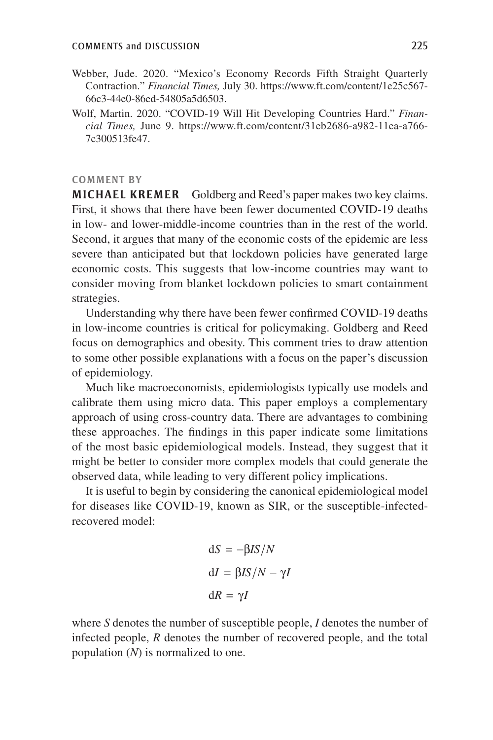Webber, Jude. 2020. "Mexico's Economy Records Fifth Straight Quarterly Contraction." *Financial Times,* July 30. https://www.ft.com/content/1e25c567-66c3-44e0-86ed-54805a5d6503.

Wolf, Martin. 2020. "COVID-19 Will Hit Developing Countries Hard." *Financial Times,* June 9. https://www.ft.com/content/31eb2686-a982-11ea-a766-7c300513fe47.

## COMMENT BY

**MICHAEL KREMER** Goldberg and Reed's paper makes two key claims. First, it shows that there have been fewer documented COVID-19 deaths in low- and lower-middle-income countries than in the rest of the world. Second, it argues that many of the economic costs of the epidemic are less severe than anticipated but that lockdown policies have generated large economic costs. This suggests that low-income countries may want to consider moving from blanket lockdown policies to smart containment strategies.

Understanding why there have been fewer confirmed COVID-19 deaths in low-income countries is critical for policymaking. Goldberg and Reed focus on demographics and obesity. This comment tries to draw attention to some other possible explanations with a focus on the paper's discussion of epidemiology.

Much like macroeconomists, epidemiologists typically use models and calibrate them using micro data. This paper employs a complementary approach of using cross-country data. There are advantages to combining these approaches. The findings in this paper indicate some limitations of the most basic epidemiological models. Instead, they suggest that it might be better to consider more complex models that could generate the observed data, while leading to very different policy implications.

It is useful to begin by considering the canonical epidemiological model for diseases like COVID-19, known as SIR, or the susceptible-infected-recovered model:

$$
\begin{aligned}
dS &= -\beta IS/N \\
dI &= \beta IS/N - \gamma I \\
dR &= \gamma I
\end{aligned}
$$

where $S$ denotes the number of susceptible people, $I$ denotes the number of infected people, $R$ denotes the number of recovered people, and the total population ($N$) is normalized to one.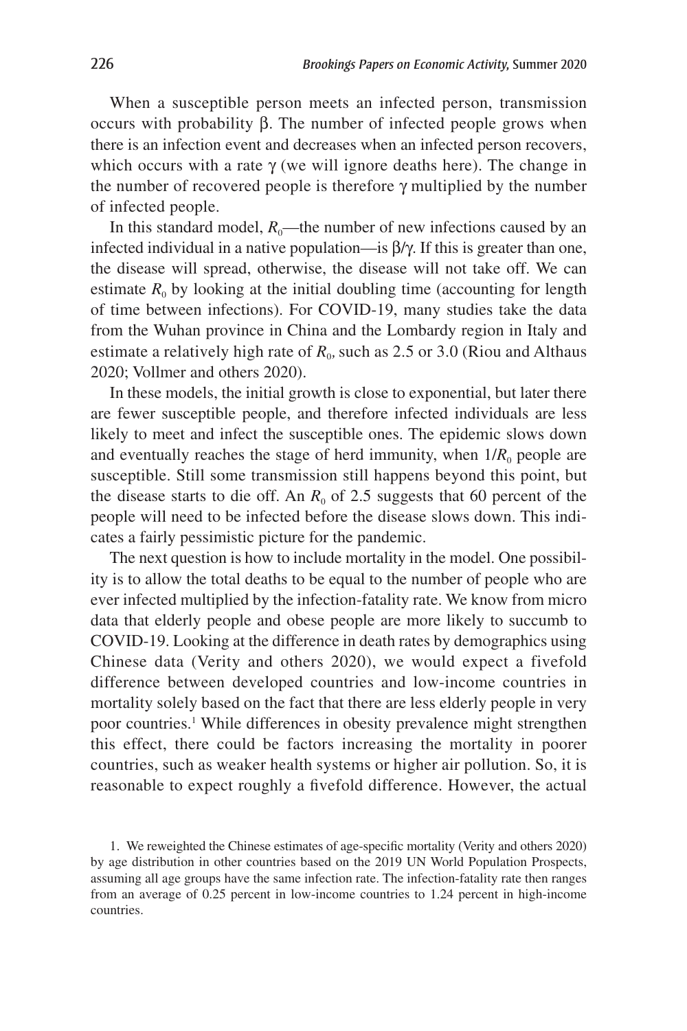When a susceptible person meets an infected person, transmission occurs with probability $\beta$. The number of infected people grows when there is an infection event and decreases when an infected person recovers, which occurs with a rate $\gamma$ (we will ignore deaths here). The change in the number of recovered people is therefore $\gamma$ multiplied by the number of infected people.

In this standard model, $R_0$—the number of new infections caused by an infected individual in a native population—is $\beta/\gamma$. If this is greater than one, the disease will spread, otherwise, the disease will not take off. We can estimate $R_0$ by looking at the initial doubling time (accounting for length of time between infections). For COVID-19, many studies take the data from the Wuhan province in China and the Lombardy region in Italy and estimate a relatively high rate of $R_0$, such as 2.5 or 3.0 (Riou and Althaus 2020; Vollmer and others 2020).

In these models, the initial growth is close to exponential, but later there are fewer susceptible people, and therefore infected individuals are less likely to meet and infect the susceptible ones. The epidemic slows down and eventually reaches the stage of herd immunity, when $1/R_0$ people are susceptible. Still some transmission still happens beyond this point, but the disease starts to die off. An $R_0$ of 2.5 suggests that 60 percent of the people will need to be infected before the disease slows down. This indicates a fairly pessimistic picture for the pandemic.

The next question is how to include mortality in the model. One possibility is to allow the total deaths to be equal to the number of people who are ever infected multiplied by the infection-fatality rate. We know from micro data that elderly people and obese people are more likely to succumb to COVID-19. Looking at the difference in death rates by demographics using Chinese data (Verity and others 2020), we would expect a fivefold difference between developed countries and low-income countries in mortality solely based on the fact that there are less elderly people in very poor countries.[1] While differences in obesity prevalence might strengthen this effect, there could be factors increasing the mortality in poorer countries, such as weaker health systems or higher air pollution. So, it is reasonable to expect roughly a fivefold difference. However, the actual

1. We reweighted the Chinese estimates of age-specific mortality (Verity and others 2020) by age distribution in other countries based on the 2019 UN World Population Prospects, assuming all age groups have the same infection rate. The infection-fatality rate then ranges from an average of 0.25 percent in low-income countries to 1.24 percent in high-income countries.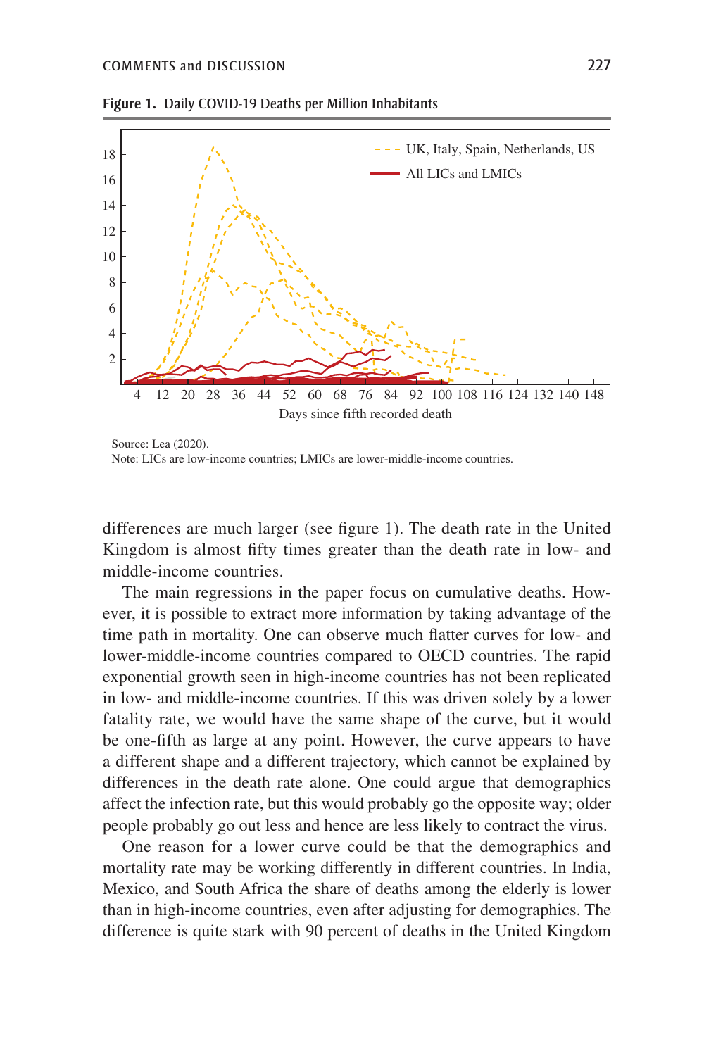**Figure 1.** Daily COVID-19 Deaths per Million Inhabitants

Source: Lea (2020).

Note: LICs are low-income countries; LMICs are lower-middle-income countries.

differences are much larger (see figure 1). The death rate in the United Kingdom is almost fifty times greater than the death rate in low- and middle-income countries.

The main regressions in the paper focus on cumulative deaths. However, it is possible to extract more information by taking advantage of the time path in mortality. One can observe much flatter curves for low- and lower-middle-income countries compared to OECD countries. The rapid exponential growth seen in high-income countries has not been replicated in low- and middle-income countries. If this was driven solely by a lower fatality rate, we would have the same shape of the curve, but it would be one-fifth as large at any point. However, the curve appears to have a different shape and a different trajectory, which cannot be explained by differences in the death rate alone. One could argue that demographics affect the infection rate, but this would probably go the opposite way; older people probably go out less and hence are less likely to contract the virus.

One reason for a lower curve could be that the demographics and mortality rate may be working differently in different countries. In India, Mexico, and South Africa the share of deaths among the elderly is lower than in high-income countries, even after adjusting for demographics. The difference is quite stark with 90 percent of deaths in the United Kingdom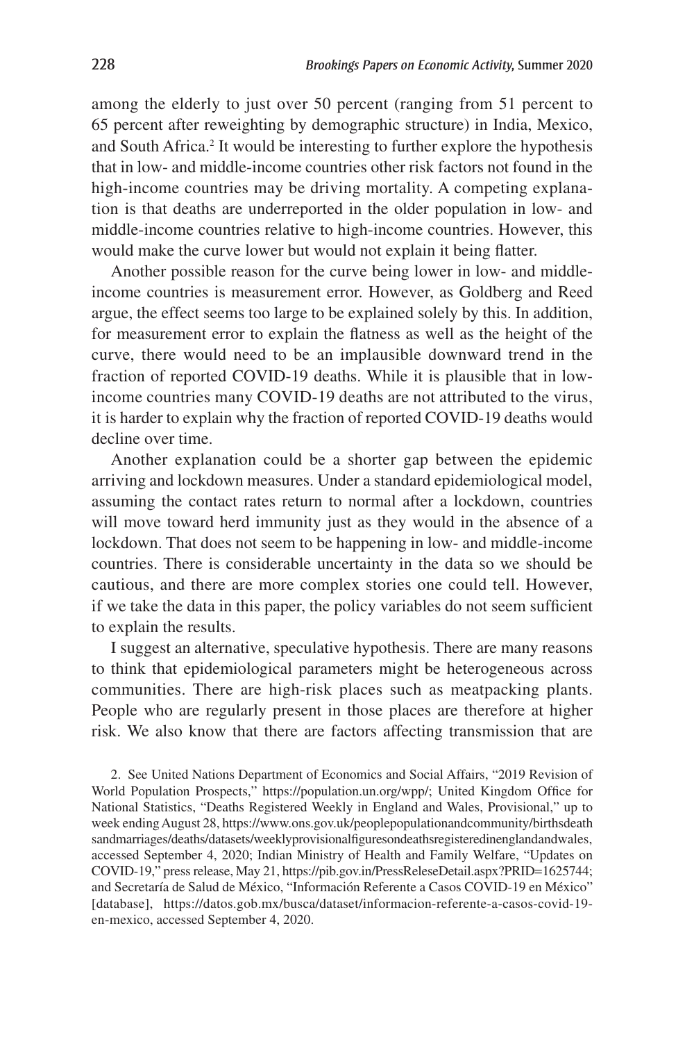among the elderly to just over 50 percent (ranging from 51 percent to 65 percent after reweighting by demographic structure) in India, Mexico, and South Africa.[2] It would be interesting to further explore the hypothesis that in low- and middle-income countries other risk factors not found in the high-income countries may be driving mortality. A competing explanation is that deaths are underreported in the older population in low- and middle-income countries relative to high-income countries. However, this would make the curve lower but would not explain it being flatter.

Another possible reason for the curve being lower in low- and middle-income countries is measurement error. However, as Goldberg and Reed argue, the effect seems too large to be explained solely by this. In addition, for measurement error to explain the flatness as well as the height of the curve, there would need to be an implausible downward trend in the fraction of reported COVID-19 deaths. While it is plausible that in low-income countries many COVID-19 deaths are not attributed to the virus, it is harder to explain why the fraction of reported COVID-19 deaths would decline over time.

Another explanation could be a shorter gap between the epidemic arriving and lockdown measures. Under a standard epidemiological model, assuming the contact rates return to normal after a lockdown, countries will move toward herd immunity just as they would in the absence of a lockdown. That does not seem to be happening in low- and middle-income countries. There is considerable uncertainty in the data so we should be cautious, and there are more complex stories one could tell. However, if we take the data in this paper, the policy variables do not seem sufficient to explain the results.

I suggest an alternative, speculative hypothesis. There are many reasons to think that epidemiological parameters might be heterogeneous across communities. There are high-risk places such as meatpacking plants. People who are regularly present in those places are therefore at higher risk. We also know that there are factors affecting transmission that are

2. See United Nations Department of Economics and Social Affairs, "2019 Revision of World Population Prospects," https://population.un.org/wpp/; United Kingdom Office for National Statistics, "Deaths Registered Weekly in England and Wales, Provisional," up to week ending August 28, https://www.ons.gov.uk/peoplepopulationandcommunity/birthsdeathsandmarriages/deaths/datasets/weeklyprovisionalfiguresondeathsregisteredinenglandandwales, accessed September 4, 2020; Indian Ministry of Health and Family Welfare, "Updates on COVID-19," press release, May 21, https://pib.gov.in/PressReleseDetail.aspx?PRID=1625744; and Secretaría de Salud de México, "Información Referente a Casos COVID-19 en México" [database], https://datos.gob.mx/busca/dataset/informacion-referente-a-casos-covid-19-en-mexico, accessed September 4, 2020.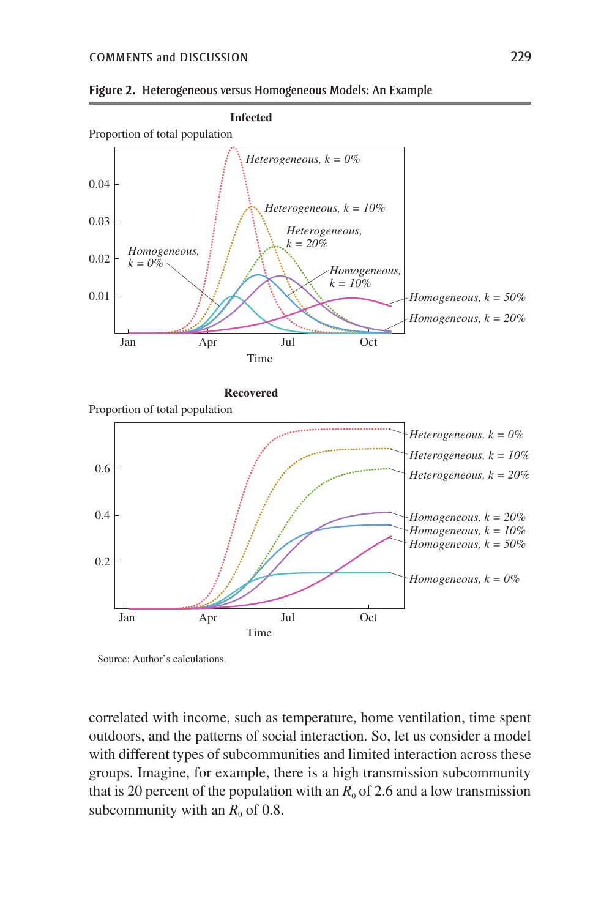**Figure 2. Heterogeneous versus Homogeneous Models: An Example**

Source: Author's calculations.

correlated with income, such as temperature, home ventilation, time spent outdoors, and the patterns of social interaction. So, let us consider a model with different types of subcommunities and limited interaction across these groups. Imagine, for example, there is a high transmission subcommunity that is 20 percent of the population with an $R_0$ of 2.6 and a low transmission subcommunity with an $R_0$ of 0.8.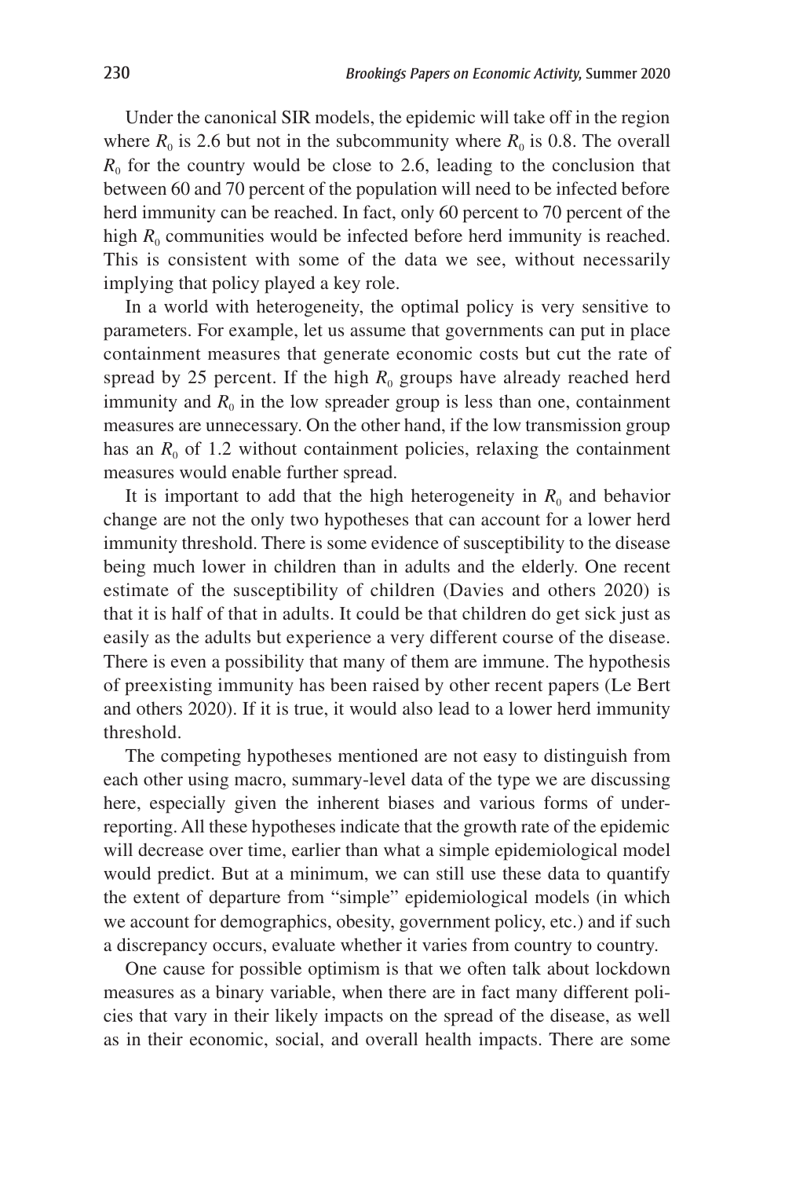Under the canonical SIR models, the epidemic will take off in the region where $R_0$ is 2.6 but not in the subcommunity where $R_0$ is 0.8. The overall $R_0$ for the country would be close to 2.6, leading to the conclusion that between 60 and 70 percent of the population will need to be infected before herd immunity can be reached. In fact, only 60 percent to 70 percent of the high $R_0$ communities would be infected before herd immunity is reached. This is consistent with some of the data we see, without necessarily implying that policy played a key role.

In a world with heterogeneity, the optimal policy is very sensitive to parameters. For example, let us assume that governments can put in place containment measures that generate economic costs but cut the rate of spread by 25 percent. If the high $R_0$ groups have already reached herd immunity and $R_0$ in the low spreader group is less than one, containment measures are unnecessary. On the other hand, if the low transmission group has an $R_0$ of 1.2 without containment policies, relaxing the containment measures would enable further spread.

It is important to add that the high heterogeneity in $R_0$ and behavior change are not the only two hypotheses that can account for a lower herd immunity threshold. There is some evidence of susceptibility to the disease being much lower in children than in adults and the elderly. One recent estimate of the susceptibility of children (Davies and others 2020) is that it is half of that in adults. It could be that children do get sick just as easily as the adults but experience a very different course of the disease. There is even a possibility that many of them are immune. The hypothesis of preexisting immunity has been raised by other recent papers (Le Bert and others 2020). If it is true, it would also lead to a lower herd immunity threshold.

The competing hypotheses mentioned are not easy to distinguish from each other using macro, summary-level data of the type we are discussing here, especially given the inherent biases and various forms of underreporting. All these hypotheses indicate that the growth rate of the epidemic will decrease over time, earlier than what a simple epidemiological model would predict. But at a minimum, we can still use these data to quantify the extent of departure from "simple" epidemiological models (in which we account for demographics, obesity, government policy, etc.) and if such a discrepancy occurs, evaluate whether it varies from country to country.

One cause for possible optimism is that we often talk about lockdown measures as a binary variable, when there are in fact many different policies that vary in their likely impacts on the spread of the disease, as well as in their economic, social, and overall health impacts. There are some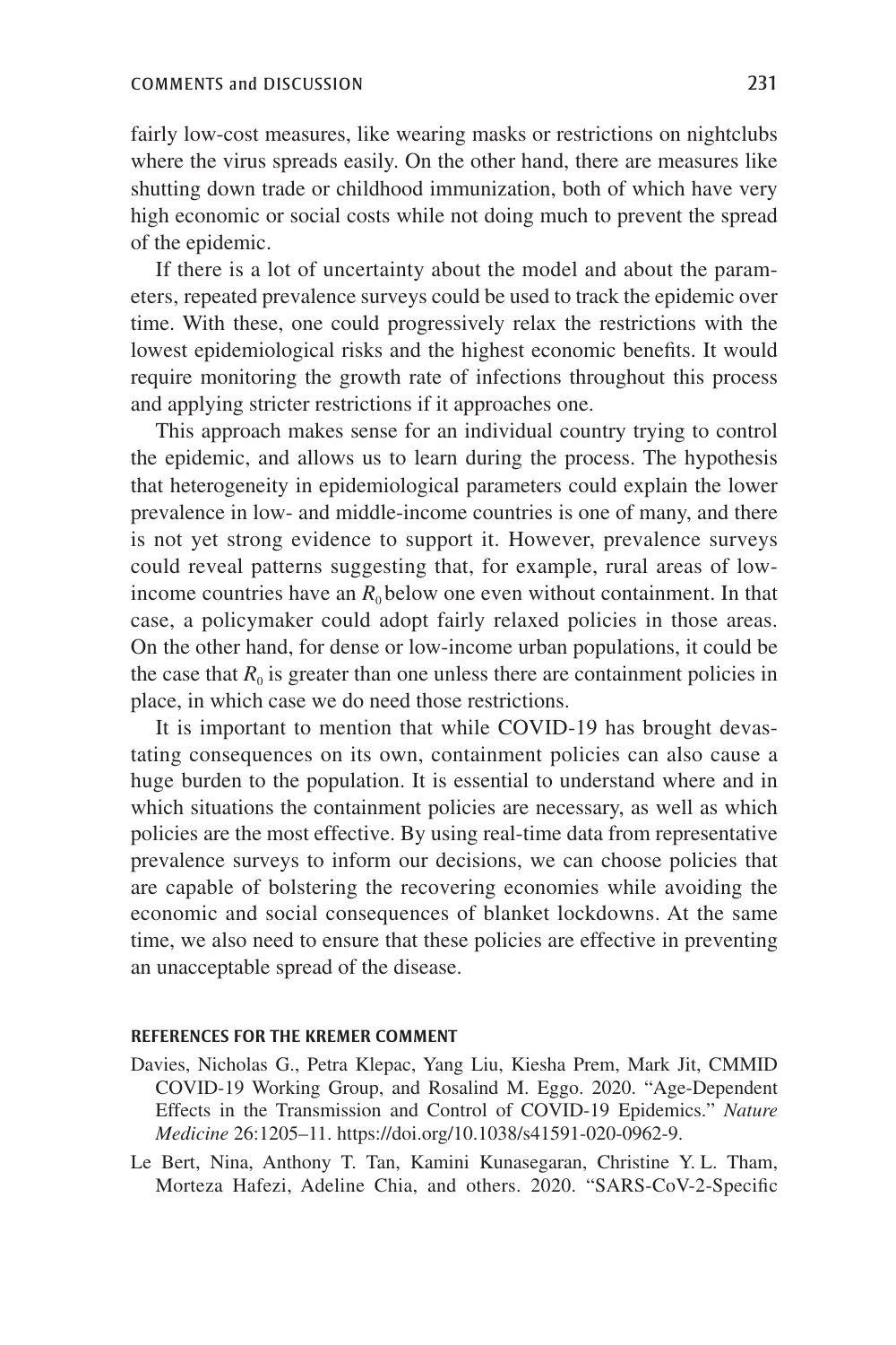fairly low-cost measures, like wearing masks or restrictions on nightclubs where the virus spreads easily. On the other hand, there are measures like shutting down trade or childhood immunization, both of which have very high economic or social costs while not doing much to prevent the spread of the epidemic.

If there is a lot of uncertainty about the model and about the parameters, repeated prevalence surveys could be used to track the epidemic over time. With these, one could progressively relax the restrictions with the lowest epidemiological risks and the highest economic benefits. It would require monitoring the growth rate of infections throughout this process and applying stricter restrictions if it approaches one.

This approach makes sense for an individual country trying to control the epidemic, and allows us to learn during the process. The hypothesis that heterogeneity in epidemiological parameters could explain the lower prevalence in low- and middle-income countries is one of many, and there is not yet strong evidence to support it. However, prevalence surveys could reveal patterns suggesting that, for example, rural areas of low-income countries have an $R_0$ below one even without containment. In that case, a policymaker could adopt fairly relaxed policies in those areas. On the other hand, for dense or low-income urban populations, it could be the case that $R_0$ is greater than one unless there are containment policies in place, in which case we do need those restrictions.

It is important to mention that while COVID-19 has brought devastating consequences on its own, containment policies can also cause a huge burden to the population. It is essential to understand where and in which situations the containment policies are necessary, as well as which policies are the most effective. By using real-time data from representative prevalence surveys to inform our decisions, we can choose policies that are capable of bolstering the recovering economies while avoiding the economic and social consequences of blanket lockdowns. At the same time, we also need to ensure that these policies are effective in preventing an unacceptable spread of the disease.

### REFERENCES FOR THE KREMER COMMENT

Davies, Nicholas G., Petra Klepac, Yang Liu, Kiesha Prem, Mark Jit, CMMID COVID-19 Working Group, and Rosalind M. Eggo. 2020. "Age-Dependent Effects in the Transmission and Control of COVID-19 Epidemics." *Nature Medicine* 26:1205–11. https://doi.org/10.1038/s41591-020-0962-9.

Le Bert, Nina, Anthony T. Tan, Kamini Kunasegaran, Christine Y. L. Tham, Morteza Hafezi, Adeline Chia, and others. 2020. "SARS-CoV-2-Specific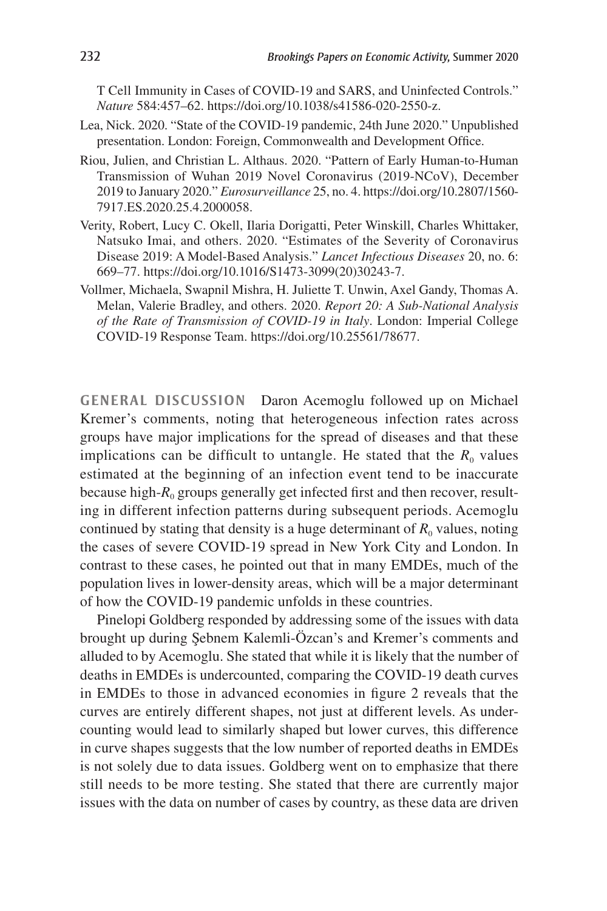T Cell Immunity in Cases of COVID-19 and SARS, and Uninfected Controls." *Nature* 584:457–62. https://doi.org/10.1038/s41586-020-2550-z.

Lea, Nick. 2020. "State of the COVID-19 pandemic, 24th June 2020." Unpublished presentation. London: Foreign, Commonwealth and Development Office.

Riou, Julien, and Christian L. Althaus. 2020. "Pattern of Early Human-to-Human Transmission of Wuhan 2019 Novel Coronavirus (2019-NCoV), December 2019 to January 2020." *Eurosurveillance* 25, no. 4. https://doi.org/10.2807/1560-7917.ES.2020.25.4.2000058.

Verity, Robert, Lucy C. Okell, Ilaria Dorigatti, Peter Winskill, Charles Whittaker, Natsuko Imai, and others. 2020. "Estimates of the Severity of Coronavirus Disease 2019: A Model-Based Analysis." *Lancet Infectious Diseases* 20, no. 6: 669–77. https://doi.org/10.1016/S1473-3099(20)30243-7.

Vollmer, Michaela, Swapnil Mishra, H. Juliette T. Unwin, Axel Gandy, Thomas A. Melan, Valerie Bradley, and others. 2020. *Report 20: A Sub-National Analysis of the Rate of Transmission of COVID-19 in Italy*. London: Imperial College COVID-19 Response Team. https://doi.org/10.25561/78677.

**GENERAL DISCUSSION** Daron Acemoglu followed up on Michael Kremer's comments, noting that heterogeneous infection rates across groups have major implications for the spread of diseases and that these implications can be difficult to untangle. He stated that the $R_0$ values estimated at the beginning of an infection event tend to be inaccurate because high-$R_0$ groups generally get infected first and then recover, resulting in different infection patterns during subsequent periods. Acemoglu continued by stating that density is a huge determinant of $R_0$ values, noting the cases of severe COVID-19 spread in New York City and London. In contrast to these cases, he pointed out that in many EMDEs, much of the population lives in lower-density areas, which will be a major determinant of how the COVID-19 pandemic unfolds in these countries.

Pinelopi Goldberg responded by addressing some of the issues with data brought up during Şebnem Kalemli-Özcan's and Kremer's comments and alluded to by Acemoglu. She stated that while it is likely that the number of deaths in EMDEs is undercounted, comparing the COVID-19 death curves in EMDEs to those in advanced economies in figure 2 reveals that the curves are entirely different shapes, not just at different levels. As undercounting would lead to similarly shaped but lower curves, this difference in curve shapes suggests that the low number of reported deaths in EMDEs is not solely due to data issues. Goldberg went on to emphasize that there still needs to be more testing. She stated that there are currently major issues with the data on number of cases by country, as these data are driven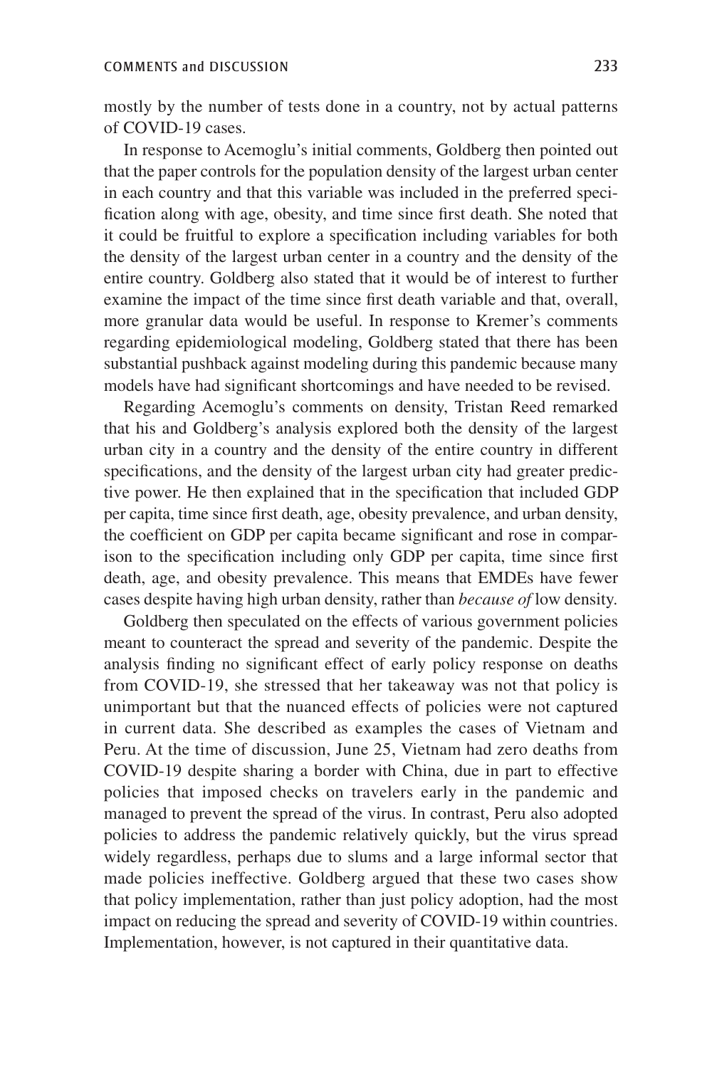mostly by the number of tests done in a country, not by actual patterns of COVID-19 cases.

In response to Acemoglu's initial comments, Goldberg then pointed out that the paper controls for the population density of the largest urban center in each country and that this variable was included in the preferred specification along with age, obesity, and time since first death. She noted that it could be fruitful to explore a specification including variables for both the density of the largest urban center in a country and the density of the entire country. Goldberg also stated that it would be of interest to further examine the impact of the time since first death variable and that, overall, more granular data would be useful. In response to Kremer's comments regarding epidemiological modeling, Goldberg stated that there has been substantial pushback against modeling during this pandemic because many models have had significant shortcomings and have needed to be revised.

Regarding Acemoglu's comments on density, Tristan Reed remarked that his and Goldberg's analysis explored both the density of the largest urban city in a country and the density of the entire country in different specifications, and the density of the largest urban city had greater predictive power. He then explained that in the specification that included GDP per capita, time since first death, age, obesity prevalence, and urban density, the coefficient on GDP per capita became significant and rose in comparison to the specification including only GDP per capita, time since first death, age, and obesity prevalence. This means that EMDEs have fewer cases despite having high urban density, rather than *because of* low density.

Goldberg then speculated on the effects of various government policies meant to counteract the spread and severity of the pandemic. Despite the analysis finding no significant effect of early policy response on deaths from COVID-19, she stressed that her takeaway was not that policy is unimportant but that the nuanced effects of policies were not captured in current data. She described as examples the cases of Vietnam and Peru. At the time of discussion, June 25, Vietnam had zero deaths from COVID-19 despite sharing a border with China, due in part to effective policies that imposed checks on travelers early in the pandemic and managed to prevent the spread of the virus. In contrast, Peru also adopted policies to address the pandemic relatively quickly, but the virus spread widely regardless, perhaps due to slums and a large informal sector that made policies ineffective. Goldberg argued that these two cases show that policy implementation, rather than just policy adoption, had the most impact on reducing the spread and severity of COVID-19 within countries. Implementation, however, is not captured in their quantitative data.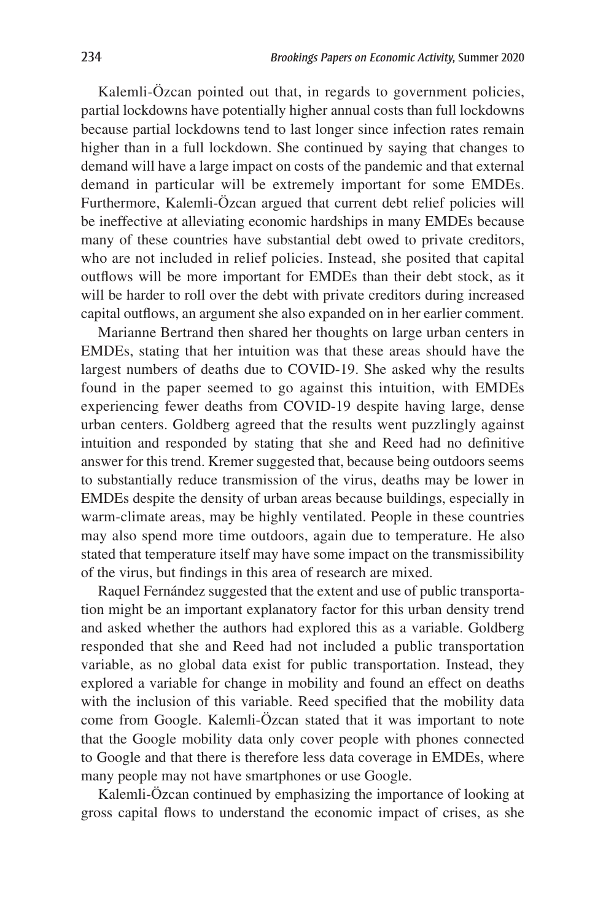Kalemli-Özcan pointed out that, in regards to government policies, partial lockdowns have potentially higher annual costs than full lockdowns because partial lockdowns tend to last longer since infection rates remain higher than in a full lockdown. She continued by saying that changes to demand will have a large impact on costs of the pandemic and that external demand in particular will be extremely important for some EMDEs. Furthermore, Kalemli-Özcan argued that current debt relief policies will be ineffective at alleviating economic hardships in many EMDEs because many of these countries have substantial debt owed to private creditors, who are not included in relief policies. Instead, she posited that capital outflows will be more important for EMDEs than their debt stock, as it will be harder to roll over the debt with private creditors during increased capital outflows, an argument she also expanded on in her earlier comment.

Marianne Bertrand then shared her thoughts on large urban centers in EMDEs, stating that her intuition was that these areas should have the largest numbers of deaths due to COVID-19. She asked why the results found in the paper seemed to go against this intuition, with EMDEs experiencing fewer deaths from COVID-19 despite having large, dense urban centers. Goldberg agreed that the results went puzzlingly against intuition and responded by stating that she and Reed had no definitive answer for this trend. Kremer suggested that, because being outdoors seems to substantially reduce transmission of the virus, deaths may be lower in EMDEs despite the density of urban areas because buildings, especially in warm-climate areas, may be highly ventilated. People in these countries may also spend more time outdoors, again due to temperature. He also stated that temperature itself may have some impact on the transmissibility of the virus, but findings in this area of research are mixed.

Raquel Fernández suggested that the extent and use of public transportation might be an important explanatory factor for this urban density trend and asked whether the authors had explored this as a variable. Goldberg responded that she and Reed had not included a public transportation variable, as no global data exist for public transportation. Instead, they explored a variable for change in mobility and found an effect on deaths with the inclusion of this variable. Reed specified that the mobility data come from Google. Kalemli-Özcan stated that it was important to note that the Google mobility data only cover people with phones connected to Google and that there is therefore less data coverage in EMDEs, where many people may not have smartphones or use Google.

Kalemli-Özcan continued by emphasizing the importance of looking at gross capital flows to understand the economic impact of crises, as she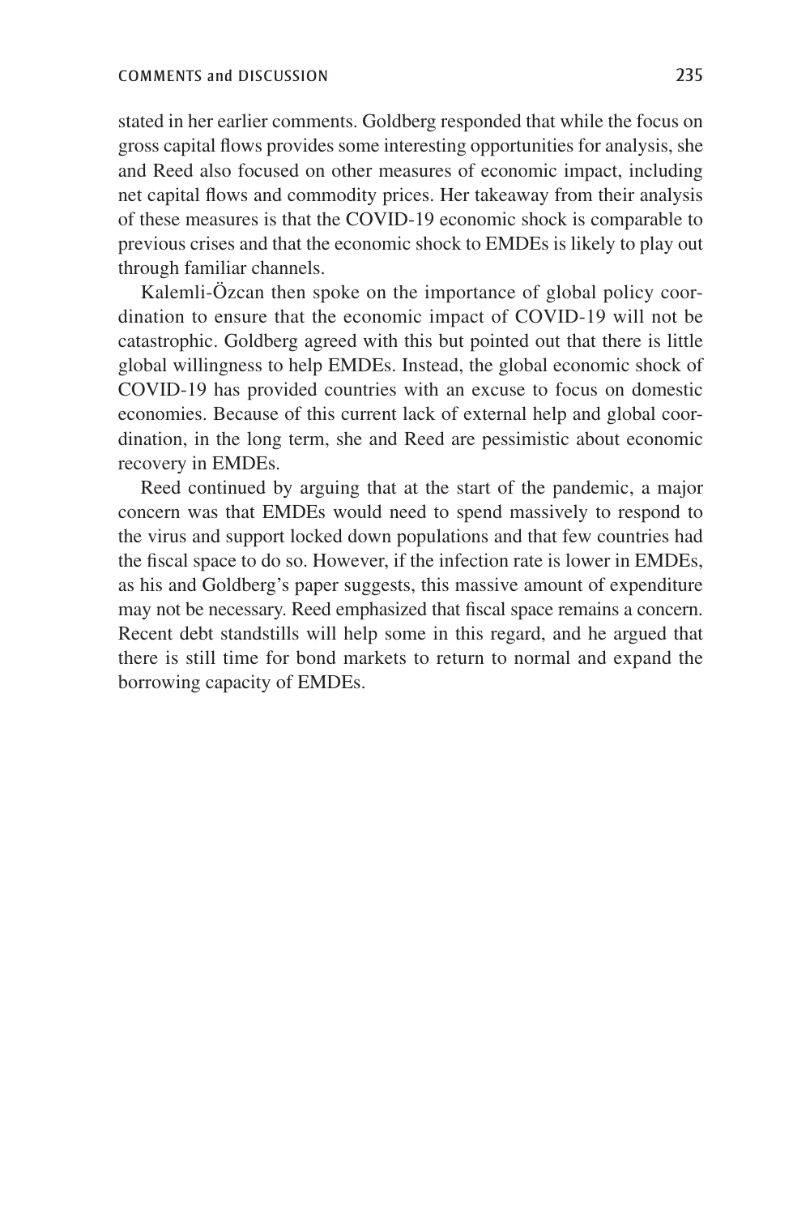stated in her earlier comments. Goldberg responded that while the focus on gross capital flows provides some interesting opportunities for analysis, she and Reed also focused on other measures of economic impact, including net capital flows and commodity prices. Her takeaway from their analysis of these measures is that the COVID-19 economic shock is comparable to previous crises and that the economic shock to EMDEs is likely to play out through familiar channels.

Kalemli-Özcan then spoke on the importance of global policy coordination to ensure that the economic impact of COVID-19 will not be catastrophic. Goldberg agreed with this but pointed out that there is little global willingness to help EMDEs. Instead, the global economic shock of COVID-19 has provided countries with an excuse to focus on domestic economies. Because of this current lack of external help and global coordination, in the long term, she and Reed are pessimistic about economic recovery in EMDEs.

Reed continued by arguing that at the start of the pandemic, a major concern was that EMDEs would need to spend massively to respond to the virus and support locked down populations and that few countries had the fiscal space to do so. However, if the infection rate is lower in EMDEs, as his and Goldberg's paper suggests, this massive amount of expenditure may not be necessary. Reed emphasized that fiscal space remains a concern. Recent debt standstills will help some in this regard, and he argued that there is still time for bond markets to return to normal and expand the borrowing capacity of EMDEs.